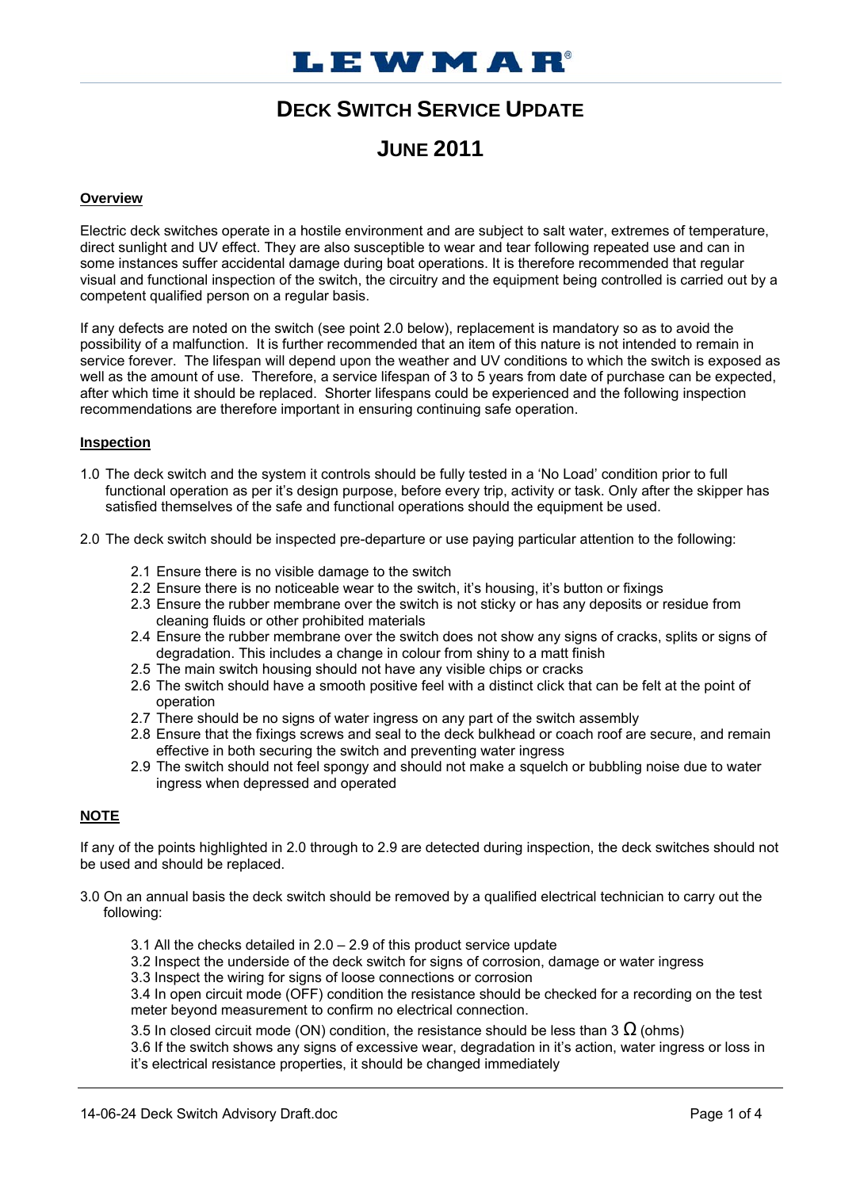LEWMAR®

# DECK SWITCH SERVICE UPDATE

# JUNE 2011

**Overview**

Electric deck switches operate in a hostile environment and are subject to salt water, extremes of temperature, direct sunlight and UV effect. They are also susceptible to wear and tear following repeated use and can in some instances suffer accidental damage during boat operations. It is therefore recommended that regular visual and functional inspection of the switch, the circuitry and the equipment being controlled is carried out by a competent qualified person on a regular basis.

If any defects are noted on the switch (see point 2.0 below), replacement is mandatory so as to avoid the possibility of a malfunction. It is further recommended that an item of this nature is not intended to remain in service forever. The lifespan will depend upon the weather and UV conditions to which the switch is exposed as well as the amount of use. Therefore, a service lifespan of 3 to 5 years from date of purchase can be expected, after which time it should be replaced. Shorter lifespans could be experienced and the following inspection recommendations are therefore important in ensuring continuing safe operation.

**Inspection**

1.0 The deck switch and the system it controls should be fully tested in a 'No Load' condition prior to full functional operation as per it's design purpose, before every trip, activity or task. Only after the skipper has satisfied themselves of the safe and functional operations should the equipment be used.

2.0 The deck switch should be inspected pre-departure or use paying particular attention to the following:

- 2.1 Ensure there is no visible damage to the switch
- 2.2 Ensure there is no noticeable wear to the switch, it's housing, it's button or fixings
- 2.3 Ensure the rubber membrane over the switch is not sticky or has any deposits or residue from cleaning fluids or other prohibited materials
- 2.4 Ensure the rubber membrane over the switch does not show any signs of cracks, splits or signs of degradation. This includes a change in colour from shiny to a matt finish
- 2.5 The main switch housing should not have any visible chips or cracks
- 2.6 The switch should have a smooth positive feel with a distinct click that can be felt at the point of operation
- 2.7 There should be no signs of water ingress on any part of the switch assembly
- 2.8 Ensure that the fixings screws and seal to the deck bulkhead or coach roof are secure, and remain effective in both securing the switch and preventing water ingress
- 2.9 The switch should not feel spongy and should not make a squelch or bubbling noise due to water ingress when depressed and operated

**NOTE**

If any of the points highlighted in 2.0 through to 2.9 are detected during inspection, the deck switches should not be used and should be replaced.

3.0 On an annual basis the deck switch should be removed by a qualified electrical technician to carry out the following:

- 3.1 All the checks detailed in 2.0 – 2.9 of this product service update
- 3.2 Inspect the underside of the deck switch for signs of corrosion, damage or water ingress
- 3.3 Inspect the wiring for signs of loose connections or corrosion
- 3.4 In open circuit mode (OFF) condition the resistance should be checked for a recording on the test meter beyond measurement to confirm no electrical connection.
- 3.5 In closed circuit mode (ON) condition, the resistance should be less than 3 $\Omega$ (ohms)
- 3.6 If the switch shows any signs of excessive wear, degradation in it's action, water ingress or loss in it's electrical resistance properties, it should be changed immediately

14-06-24 Deck Switch Advisory Draft.doc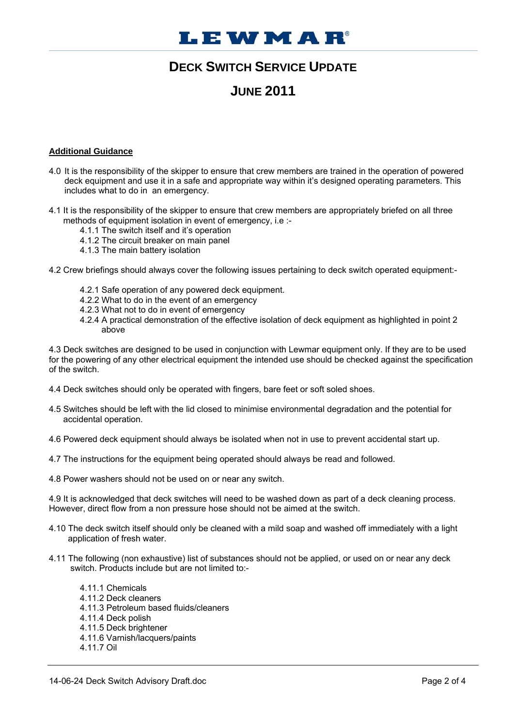# DECK SWITCH SERVICE UPDATE

## JUNE 2011

**Additional Guidance**

4.0 It is the responsibility of the skipper to ensure that crew members are trained in the operation of powered deck equipment and use it in a safe and appropriate way within it's designed operating parameters. This includes what to do in an emergency.

4.1 It is the responsibility of the skipper to ensure that crew members are appropriately briefed on all three methods of equipment isolation in event of emergency, i.e :-

- 4.1.1 The switch itself and it's operation
- 4.1.2 The circuit breaker on main panel
- 4.1.3 The main battery isolation

4.2 Crew briefings should always cover the following issues pertaining to deck switch operated equipment:-

- 4.2.1 Safe operation of any powered deck equipment.
- 4.2.2 What to do in the event of an emergency
- 4.2.3 What not to do in event of emergency
- 4.2.4 A practical demonstration of the effective isolation of deck equipment as highlighted in point 2 above

4.3 Deck switches are designed to be used in conjunction with Lewmar equipment only. If they are to be used for the powering of any other electrical equipment the intended use should be checked against the specification of the switch.

4.4 Deck switches should only be operated with fingers, bare feet or soft soled shoes.

4.5 Switches should be left with the lid closed to minimise environmental degradation and the potential for accidental operation.

4.6 Powered deck equipment should always be isolated when not in use to prevent accidental start up.

4.7 The instructions for the equipment being operated should always be read and followed.

4.8 Power washers should not be used on or near any switch.

4.9 It is acknowledged that deck switches will need to be washed down as part of a deck cleaning process. However, direct flow from a non pressure hose should not be aimed at the switch.

4.10 The deck switch itself should only be cleaned with a mild soap and washed off immediately with a light application of fresh water.

4.11 The following (non exhaustive) list of substances should not be applied, or used on or near any deck switch. Products include but are not limited to:-

- 4.11.1 Chemicals
- 4.11.2 Deck cleaners
- 4.11.3 Petroleum based fluids/cleaners
- 4.11.4 Deck polish
- 4.11.5 Deck brightener
- 4.11.6 Varnish/lacquers/paints
- 4.11.7 Oil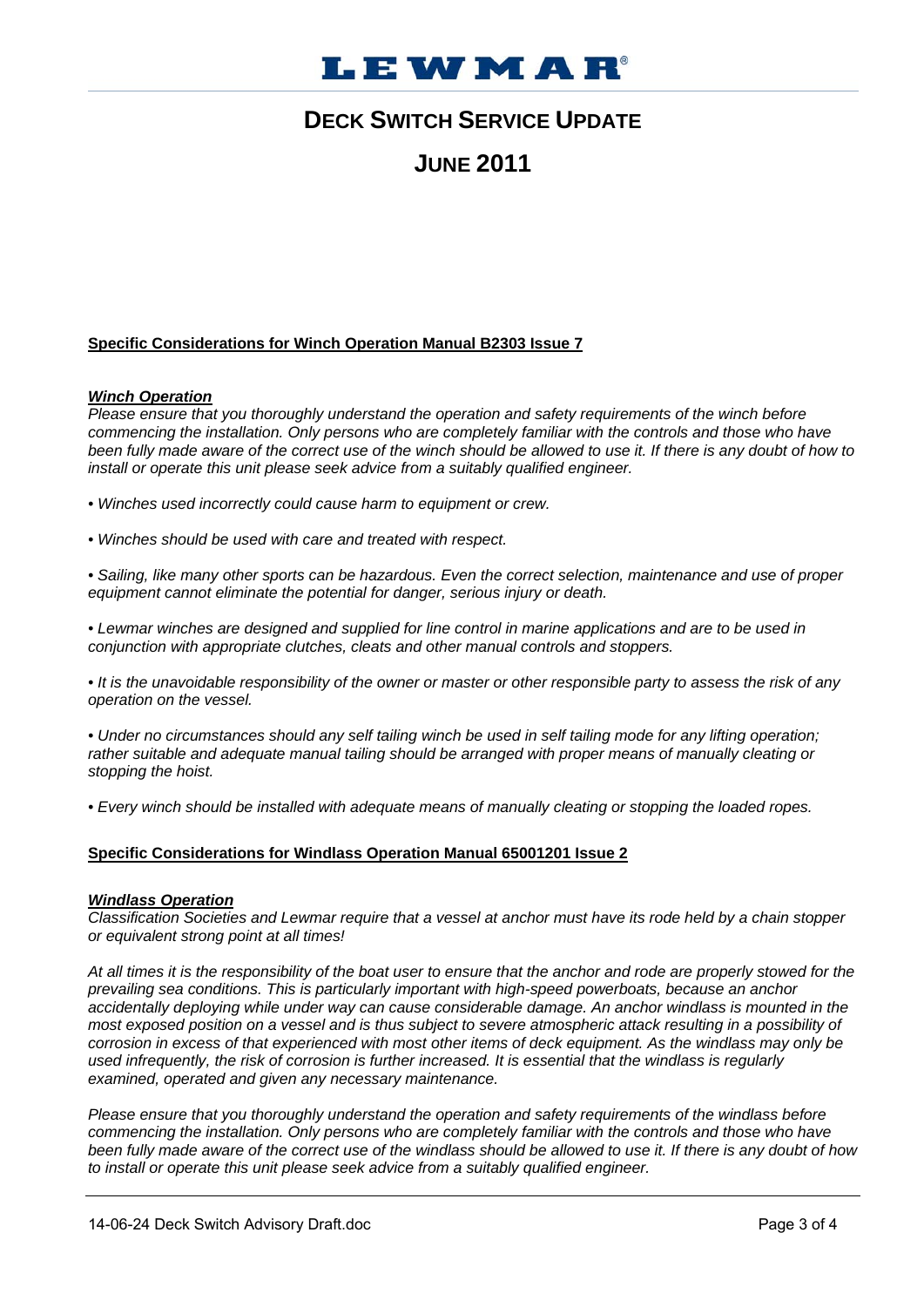# LEWMAR®

## DECK SWITCH SERVICE UPDATE

## JUNE 2011

**Specific Considerations for Winch Operation Manual B2303 Issue 7**

***Winch Operation***

*Please ensure that you thoroughly understand the operation and safety requirements of the winch before commencing the installation. Only persons who are completely familiar with the controls and those who have been fully made aware of the correct use of the winch should be allowed to use it. If there is any doubt of how to install or operate this unit please seek advice from a suitably qualified engineer.*

- *Winches used incorrectly could cause harm to equipment or crew.*

- *Winches should be used with care and treated with respect.*

- *Sailing, like many other sports can be hazardous. Even the correct selection, maintenance and use of proper equipment cannot eliminate the potential for danger, serious injury or death.*

- *Lewmar winches are designed and supplied for line control in marine applications and are to be used in conjunction with appropriate clutches, cleats and other manual controls and stoppers.*

- *It is the unavoidable responsibility of the owner or master or other responsible party to assess the risk of any operation on the vessel.*

- *Under no circumstances should any self tailing winch be used in self tailing mode for any lifting operation; rather suitable and adequate manual tailing should be arranged with proper means of manually cleating or stopping the hoist.*

- *Every winch should be installed with adequate means of manually cleating or stopping the loaded ropes.*

**Specific Considerations for Windlass Operation Manual 65001201 Issue 2**

***Windlass Operation***

*Classification Societies and Lewmar require that a vessel at anchor must have its rode held by a chain stopper or equivalent strong point at all times!*

*At all times it is the responsibility of the boat user to ensure that the anchor and rode are properly stowed for the prevailing sea conditions. This is particularly important with high-speed powerboats, because an anchor accidentally deploying while under way can cause considerable damage. An anchor windlass is mounted in the most exposed position on a vessel and is thus subject to severe atmospheric attack resulting in a possibility of corrosion in excess of that experienced with most other items of deck equipment. As the windlass may only be used infrequently, the risk of corrosion is further increased. It is essential that the windlass is regularly examined, operated and given any necessary maintenance.*

*Please ensure that you thoroughly understand the operation and safety requirements of the windlass before commencing the installation. Only persons who are completely familiar with the controls and those who have been fully made aware of the correct use of the windlass should be allowed to use it. If there is any doubt of how to install or operate this unit please seek advice from a suitably qualified engineer.*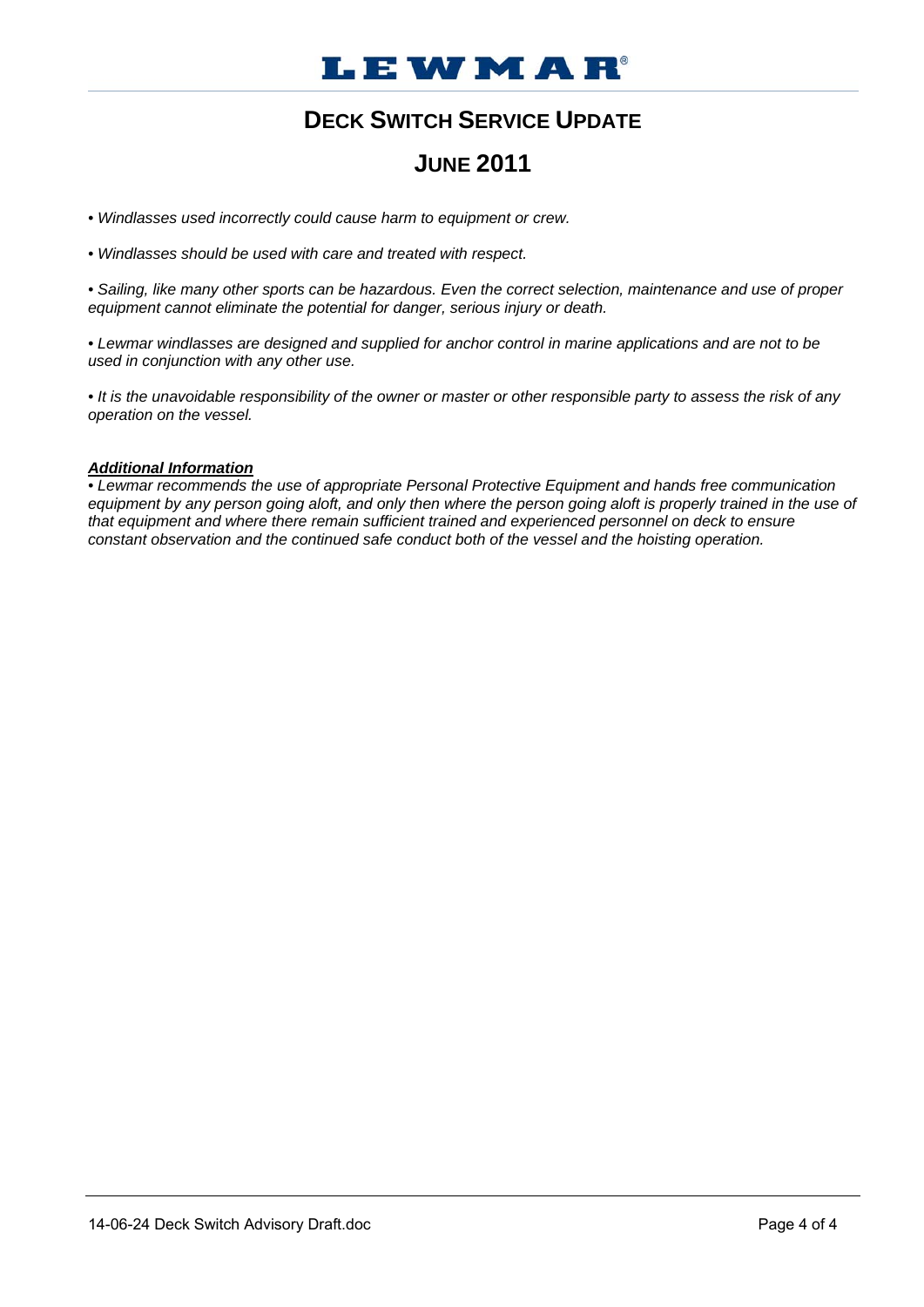# DECK SWITCH SERVICE UPDATE

## JUNE 2011

*• Windlasses used incorrectly could cause harm to equipment or crew.*

*• Windlasses should be used with care and treated with respect.*

*• Sailing, like many other sports can be hazardous. Even the correct selection, maintenance and use of proper equipment cannot eliminate the potential for danger, serious injury or death.*

*• Lewmar windlasses are designed and supplied for anchor control in marine applications and are not to be used in conjunction with any other use.*

*• It is the unavoidable responsibility of the owner or master or other responsible party to assess the risk of any operation on the vessel.*

***Additional Information***

*• Lewmar recommends the use of appropriate Personal Protective Equipment and hands free communication equipment by any person going aloft, and only then where the person going aloft is properly trained in the use of that equipment and where there remain sufficient trained and experienced personnel on deck to ensure constant observation and the continued safe conduct both of the vessel and the hoisting operation.*